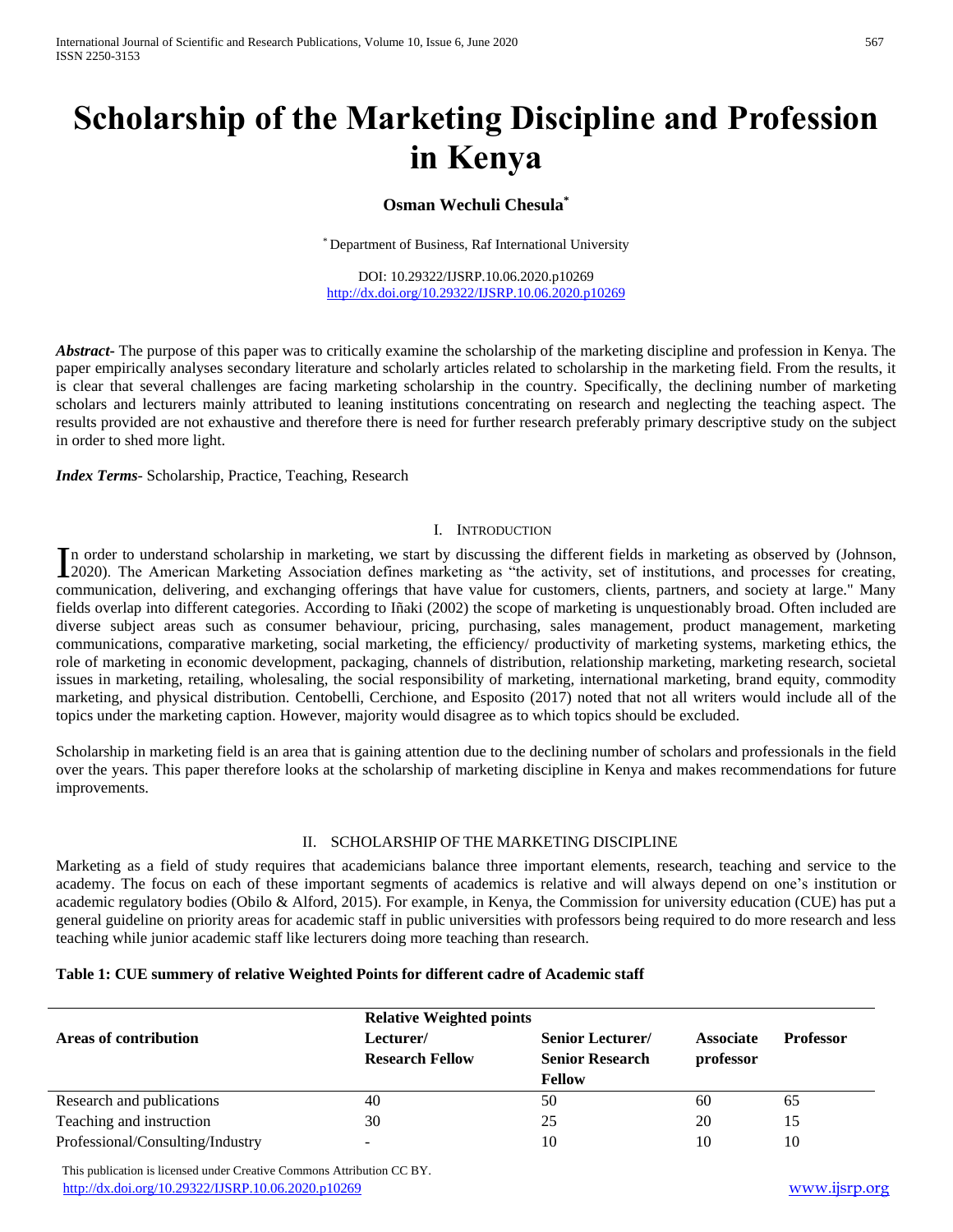# Scholarship of the Marketing Discipline and Profession in Kenya

**Osman Wechuli Chesula[*]**

[*] Department of Business, Raf International University

DOI: 10.29322/IJSRP.10.06.2020.p10269
http://dx.doi.org/10.29322/IJSRP.10.06.2020.p10269

***Abstract-*** The purpose of this paper was to critically examine the scholarship of the marketing discipline and profession in Kenya. The paper empirically analyses secondary literature and scholarly articles related to scholarship in the marketing field. From the results, it is clear that several challenges are facing marketing scholarship in the country. Specifically, the declining number of marketing scholars and lecturers mainly attributed to leaning institutions concentrating on research and neglecting the teaching aspect. The results provided are not exhaustive and therefore there is need for further research preferably primary descriptive study on the subject in order to shed more light.

***Index Terms*-** Scholarship, Practice, Teaching, Research

## I. Introduction

In order to understand scholarship in marketing, we start by discussing the different fields in marketing as observed by (Johnson, 2020). The American Marketing Association defines marketing as "the activity, set of institutions, and processes for creating, communication, delivering, and exchanging offerings that have value for customers, clients, partners, and society at large." Many fields overlap into different categories. According to Iñaki (2002) the scope of marketing is unquestionably broad. Often included are diverse subject areas such as consumer behaviour, pricing, purchasing, sales management, product management, marketing communications, comparative marketing, social marketing, the efficiency/ productivity of marketing systems, marketing ethics, the role of marketing in economic development, packaging, channels of distribution, relationship marketing, marketing research, societal issues in marketing, retailing, wholesaling, the social responsibility of marketing, international marketing, brand equity, commodity marketing, and physical distribution. Centobelli, Cerchione, and Esposito (2017) noted that not all writers would include all of the topics under the marketing caption. However, majority would disagree as to which topics should be excluded.

Scholarship in marketing field is an area that is gaining attention due to the declining number of scholars and professionals in the field over the years. This paper therefore looks at the scholarship of marketing discipline in Kenya and makes recommendations for future improvements.

## II. Scholarship of the Marketing Discipline

Marketing as a field of study requires that academicians balance three important elements, research, teaching and service to the academy. The focus on each of these important segments of academics is relative and will always depend on one's institution or academic regulatory bodies (Obilo & Alford, 2015). For example, in Kenya, the Commission for university education (CUE) has put a general guideline on priority areas for academic staff in public universities with professors being required to do more research and less teaching while junior academic staff like lecturers doing more teaching than research.

**Table 1: CUE summery of relative Weighted Points for different cadre of Academic staff**

| Areas of contribution | Relative Weighted points | | | |
|---|---|---|---|---|
| | **Lecturer/ Research Fellow** | **Senior Lecturer/ Senior Research Fellow** | **Associate professor** | **Professor** |
| Research and publications | 40 | 50 | 60 | 65 |
| Teaching and instruction | 30 | 25 | 20 | 15 |
| Professional/Consulting/Industry | - | 10 | 10 | 10 |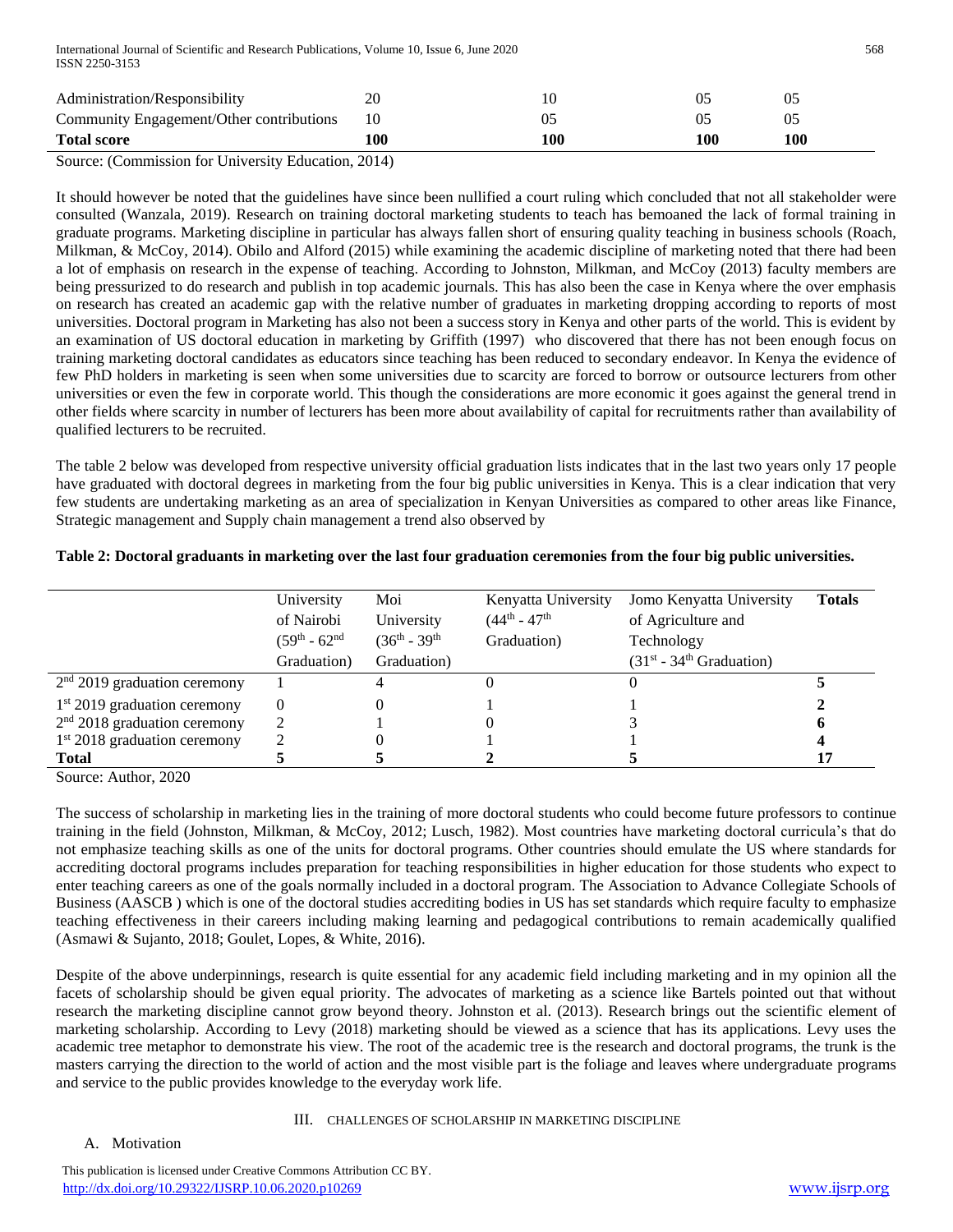| Administration/Responsibility | 20 | 10 | 05 | 05 |
|---|---|---|---|---|
| Community Engagement/Other contributions | 10 | 05 | 05 | 05 |
| **Total score** | **100** | **100** | **100** | **100** |

Source: (Commission for University Education, 2014)

It should however be noted that the guidelines have since been nullified a court ruling which concluded that not all stakeholder were consulted (Wanzala, 2019). Research on training doctoral marketing students to teach has bemoaned the lack of formal training in graduate programs. Marketing discipline in particular has always fallen short of ensuring quality teaching in business schools (Roach, Milkman, & McCoy, 2014). Obilo and Alford (2015) while examining the academic discipline of marketing noted that there had been a lot of emphasis on research in the expense of teaching. According to Johnston, Milkman, and McCoy (2013) faculty members are being pressurized to do research and publish in top academic journals. This has also been the case in Kenya where the over emphasis on research has created an academic gap with the relative number of graduates in marketing dropping according to reports of most universities. Doctoral program in Marketing has also not been a success story in Kenya and other parts of the world. This is evident by an examination of US doctoral education in marketing by Griffith (1997) who discovered that there has not been enough focus on training marketing doctoral candidates as educators since teaching has been reduced to secondary endeavor. In Kenya the evidence of few PhD holders in marketing is seen when some universities due to scarcity are forced to borrow or outsource lecturers from other universities or even the few in corporate world. This though the considerations are more economic it goes against the general trend in other fields where scarcity in number of lecturers has been more about availability of capital for recruitments rather than availability of qualified lecturers to be recruited.

The table 2 below was developed from respective university official graduation lists indicates that in the last two years only 17 people have graduated with doctoral degrees in marketing from the four big public universities in Kenya. This is a clear indication that very few students are undertaking marketing as an area of specialization in Kenyan Universities as compared to other areas like Finance, Strategic management and Supply chain management a trend also observed by

**Table 2: Doctoral graduants in marketing over the last four graduation ceremonies from the four big public universities.**

| | University of Nairobi (59th - 62nd Graduation) | Moi University (36th - 39th Graduation) | Kenyatta University (44th - 47th Graduation) | Jomo Kenyatta University of Agriculture and Technology (31st - 34th Graduation) | **Totals** |
|---|---|---|---|---|---|
| 2nd 2019 graduation ceremony | 1 | 4 | 0 | 0 | **5** |
| 1st 2019 graduation ceremony | 0 | 0 | 1 | 1 | **2** |
| 2nd 2018 graduation ceremony | 2 | 1 | 0 | 3 | **6** |
| 1st 2018 graduation ceremony | 2 | 0 | 1 | 1 | **4** |
| **Total** | **5** | **5** | **2** | **5** | **17** |

Source: Author, 2020

The success of scholarship in marketing lies in the training of more doctoral students who could become future professors to continue training in the field (Johnston, Milkman, & McCoy, 2012; Lusch, 1982). Most countries have marketing doctoral curricula's that do not emphasize teaching skills as one of the units for doctoral programs. Other countries should emulate the US where standards for accrediting doctoral programs includes preparation for teaching responsibilities in higher education for those students who expect to enter teaching careers as one of the goals normally included in a doctoral program. The Association to Advance Collegiate Schools of Business (AASCB ) which is one of the doctoral studies accrediting bodies in US has set standards which require faculty to emphasize teaching effectiveness in their careers including making learning and pedagogical contributions to remain academically qualified (Asmawi & Sujanto, 2018; Goulet, Lopes, & White, 2016).

Despite of the above underpinnings, research is quite essential for any academic field including marketing and in my opinion all the facets of scholarship should be given equal priority. The advocates of marketing as a science like Bartels pointed out that without research the marketing discipline cannot grow beyond theory. Johnston et al. (2013). Research brings out the scientific element of marketing scholarship. According to Levy (2018) marketing should be viewed as a science that has its applications. Levy uses the academic tree metaphor to demonstrate his view. The root of the academic tree is the research and doctoral programs, the trunk is the masters carrying the direction to the world of action and the most visible part is the foliage and leaves where undergraduate programs and service to the public provides knowledge to the everyday work life.

## III. CHALLENGES OF SCHOLARSHIP IN MARKETING DISCIPLINE

### A. Motivation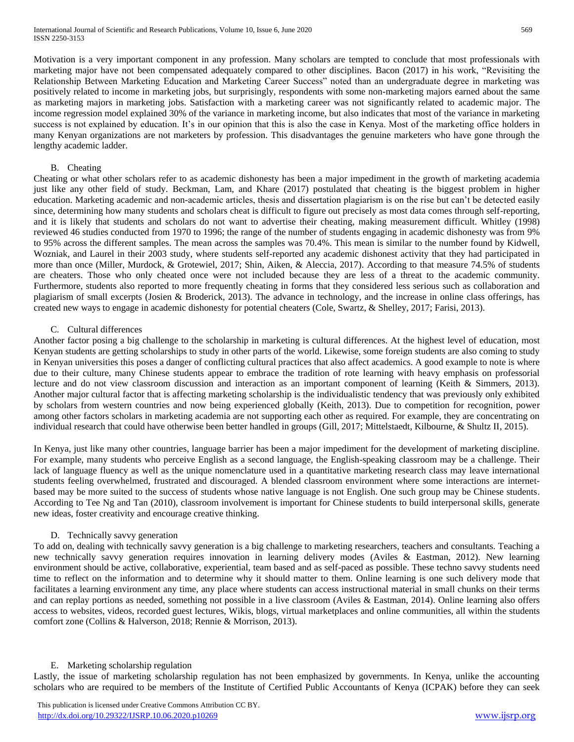Motivation is a very important component in any profession. Many scholars are tempted to conclude that most professionals with marketing major have not been compensated adequately compared to other disciplines. Bacon (2017) in his work, "Revisiting the Relationship Between Marketing Education and Marketing Career Success" noted than an undergraduate degree in marketing was positively related to income in marketing jobs, but surprisingly, respondents with some non-marketing majors earned about the same as marketing majors in marketing jobs. Satisfaction with a marketing career was not significantly related to academic major. The income regression model explained 30% of the variance in marketing income, but also indicates that most of the variance in marketing success is not explained by education. It's in our opinion that this is also the case in Kenya. Most of the marketing office holders in many Kenyan organizations are not marketers by profession. This disadvantages the genuine marketers who have gone through the lengthy academic ladder.

### B. Cheating

Cheating or what other scholars refer to as academic dishonesty has been a major impediment in the growth of marketing academia just like any other field of study. Beckman, Lam, and Khare (2017) postulated that cheating is the biggest problem in higher education. Marketing academic and non-academic articles, thesis and dissertation plagiarism is on the rise but can't be detected easily since, determining how many students and scholars cheat is difficult to figure out precisely as most data comes through self-reporting, and it is likely that students and scholars do not want to advertise their cheating, making measurement difficult. Whitley (1998) reviewed 46 studies conducted from 1970 to 1996; the range of the number of students engaging in academic dishonesty was from 9% to 95% across the different samples. The mean across the samples was 70.4%. This mean is similar to the number found by Kidwell, Wozniak, and Laurel in their 2003 study, where students self-reported any academic dishonest activity that they had participated in more than once (Miller, Murdock, & Grotewiel, 2017; Shin, Aiken, & Aleccia, 2017). According to that measure 74.5% of students are cheaters. Those who only cheated once were not included because they are less of a threat to the academic community. Furthermore, students also reported to more frequently cheating in forms that they considered less serious such as collaboration and plagiarism of small excerpts (Josien & Broderick, 2013). The advance in technology, and the increase in online class offerings, has created new ways to engage in academic dishonesty for potential cheaters (Cole, Swartz, & Shelley, 2017; Farisi, 2013).

### C. Cultural differences

Another factor posing a big challenge to the scholarship in marketing is cultural differences. At the highest level of education, most Kenyan students are getting scholarships to study in other parts of the world. Likewise, some foreign students are also coming to study in Kenyan universities this poses a danger of conflicting cultural practices that also affect academics. A good example to note is where due to their culture, many Chinese students appear to embrace the tradition of rote learning with heavy emphasis on professorial lecture and do not view classroom discussion and interaction as an important component of learning (Keith & Simmers, 2013). Another major cultural factor that is affecting marketing scholarship is the individualistic tendency that was previously only exhibited by scholars from western countries and now being experienced globally (Keith, 2013). Due to competition for recognition, power among other factors scholars in marketing academia are not supporting each other as required. For example, they are concentrating on individual research that could have otherwise been better handled in groups (Gill, 2017; Mittelstaedt, Kilbourne, & Shultz II, 2015).

In Kenya, just like many other countries, language barrier has been a major impediment for the development of marketing discipline. For example, many students who perceive English as a second language, the English-speaking classroom may be a challenge. Their lack of language fluency as well as the unique nomenclature used in a quantitative marketing research class may leave international students feeling overwhelmed, frustrated and discouraged. A blended classroom environment where some interactions are internet-based may be more suited to the success of students whose native language is not English. One such group may be Chinese students. According to Tee Ng and Tan (2010), classroom involvement is important for Chinese students to build interpersonal skills, generate new ideas, foster creativity and encourage creative thinking.

### D. Technically savvy generation

To add on, dealing with technically savvy generation is a big challenge to marketing researchers, teachers and consultants. Teaching a new technically savvy generation requires innovation in learning delivery modes (Aviles & Eastman, 2012). New learning environment should be active, collaborative, experiential, team based and as self-paced as possible. These techno savvy students need time to reflect on the information and to determine why it should matter to them. Online learning is one such delivery mode that facilitates a learning environment any time, any place where students can access instructional material in small chunks on their terms and can replay portions as needed, something not possible in a live classroom (Aviles & Eastman, 2014). Online learning also offers access to websites, videos, recorded guest lectures, Wikis, blogs, virtual marketplaces and online communities, all within the students comfort zone (Collins & Halverson, 2018; Rennie & Morrison, 2013).

### E. Marketing scholarship regulation

Lastly, the issue of marketing scholarship regulation has not been emphasized by governments. In Kenya, unlike the accounting scholars who are required to be members of the Institute of Certified Public Accountants of Kenya (ICPAK) before they can seek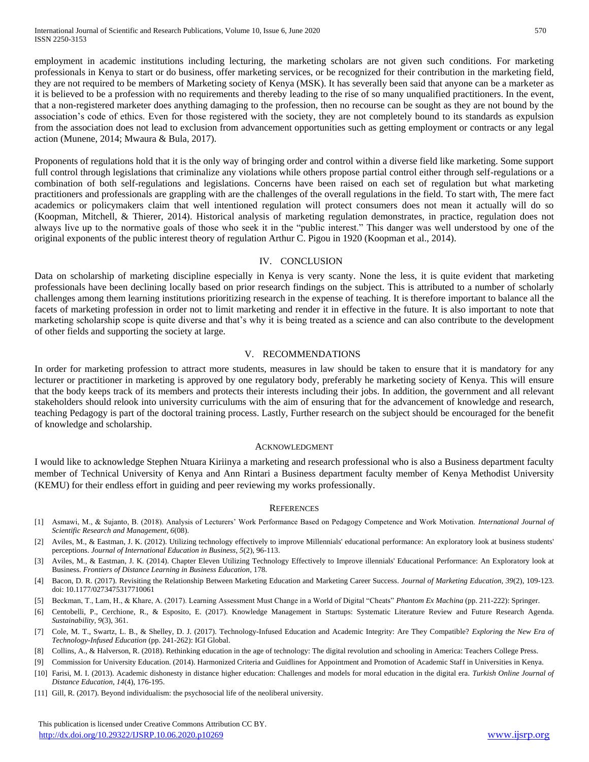employment in academic institutions including lecturing, the marketing scholars are not given such conditions. For marketing professionals in Kenya to start or do business, offer marketing services, or be recognized for their contribution in the marketing field, they are not required to be members of Marketing society of Kenya (MSK). It has severally been said that anyone can be a marketer as it is believed to be a profession with no requirements and thereby leading to the rise of so many unqualified practitioners. In the event, that a non-registered marketer does anything damaging to the profession, then no recourse can be sought as they are not bound by the association's code of ethics. Even for those registered with the society, they are not completely bound to its standards as expulsion from the association does not lead to exclusion from advancement opportunities such as getting employment or contracts or any legal action (Munene, 2014; Mwaura & Bula, 2017).

Proponents of regulations hold that it is the only way of bringing order and control within a diverse field like marketing. Some support full control through legislations that criminalize any violations while others propose partial control either through self-regulations or a combination of both self-regulations and legislations. Concerns have been raised on each set of regulation but what marketing practitioners and professionals are grappling with are the challenges of the overall regulations in the field. To start with, The mere fact academics or policymakers claim that well intentioned regulation will protect consumers does not mean it actually will do so (Koopman, Mitchell, & Thierer, 2014). Historical analysis of marketing regulation demonstrates, in practice, regulation does not always live up to the normative goals of those who seek it in the "public interest." This danger was well understood by one of the original exponents of the public interest theory of regulation Arthur C. Pigou in 1920 (Koopman et al., 2014).

## IV. CONCLUSION

Data on scholarship of marketing discipline especially in Kenya is very scanty. None the less, it is quite evident that marketing professionals have been declining locally based on prior research findings on the subject. This is attributed to a number of scholarly challenges among them learning institutions prioritizing research in the expense of teaching. It is therefore important to balance all the facets of marketing profession in order not to limit marketing and render it in effective in the future. It is also important to note that marketing scholarship scope is quite diverse and that's why it is being treated as a science and can also contribute to the development of other fields and supporting the society at large.

## V. RECOMMENDATIONS

In order for marketing profession to attract more students, measures in law should be taken to ensure that it is mandatory for any lecturer or practitioner in marketing is approved by one regulatory body, preferably he marketing society of Kenya. This will ensure that the body keeps track of its members and protects their interests including their jobs. In addition, the government and all relevant stakeholders should relook into university curriculums with the aim of ensuring that for the advancement of knowledge and research, teaching Pedagogy is part of the doctoral training process. Lastly, Further research on the subject should be encouraged for the benefit of knowledge and scholarship.

## ACKNOWLEDGMENT

I would like to acknowledge Stephen Ntuara Kiriinya a marketing and research professional who is also a Business department faculty member of Technical University of Kenya and Ann Rintari a Business department faculty member of Kenya Methodist University (KEMU) for their endless effort in guiding and peer reviewing my works professionally.

## REFERENCES

[1] Asmawi, M., & Sujanto, B. (2018). Analysis of Lecturers' Work Performance Based on Pedagogy Competence and Work Motivation. *International Journal of Scientific Research and Management, 6*(08).

[2] Aviles, M., & Eastman, J. K. (2012). Utilizing technology effectively to improve Millennials' educational performance: An exploratory look at business students' perceptions. *Journal of International Education in Business, 5*(2), 96-113.

[3] Aviles, M., & Eastman, J. K. (2014). Chapter Eleven Utilizing Technology Effectively to Improve illennials' Educational Performance: An Exploratory look at Business. *Frontiers of Distance Learning in Business Education*, 178.

[4] Bacon, D. R. (2017). Revisiting the Relationship Between Marketing Education and Marketing Career Success. *Journal of Marketing Education, 39*(2), 109-123. doi: 10.1177/0273475317710061

[5] Beckman, T., Lam, H., & Khare, A. (2017). Learning Assessment Must Change in a World of Digital "Cheats" *Phantom Ex Machina* (pp. 211-222): Springer.

[6] Centobelli, P., Cerchione, R., & Esposito, E. (2017). Knowledge Management in Startups: Systematic Literature Review and Future Research Agenda. *Sustainability, 9*(3), 361.

[7] Cole, M. T., Swartz, L. B., & Shelley, D. J. (2017). Technology-Infused Education and Academic Integrity: Are They Compatible? *Exploring the New Era of Technology-Infused Education* (pp. 241-262): IGI Global.

[8] Collins, A., & Halverson, R. (2018). Rethinking education in the age of technology: The digital revolution and schooling in America: Teachers College Press.

[9] Commission for University Education. (2014). Harmonized Criteria and Guidlines for Appointment and Promotion of Academic Staff in Universities in Kenya.

[10] Farisi, M. I. (2013). Academic dishonesty in distance higher education: Challenges and models for moral education in the digital era. *Turkish Online Journal of Distance Education, 14*(4), 176-195.

[11] Gill, R. (2017). Beyond individualism: the psychosocial life of the neoliberal university.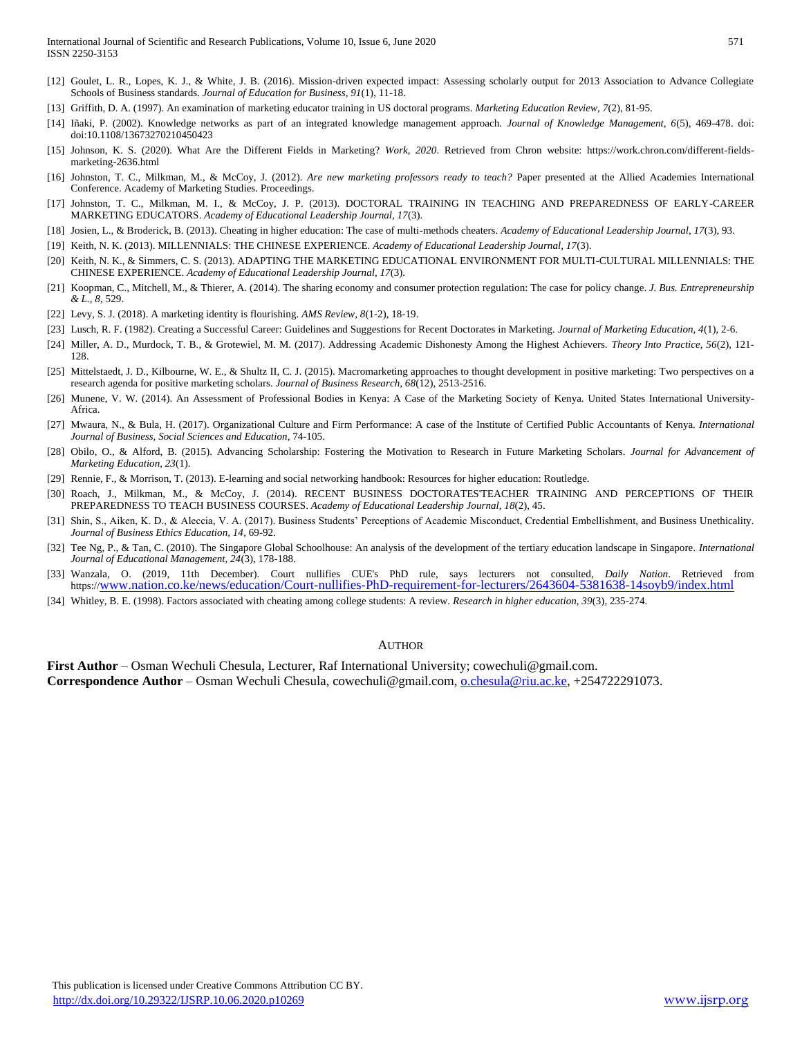[12] Goulet, L. R., Lopes, K. J., & White, J. B. (2016). Mission-driven expected impact: Assessing scholarly output for 2013 Association to Advance Collegiate Schools of Business standards. *Journal of Education for Business, 91*(1), 11-18.

[13] Griffith, D. A. (1997). An examination of marketing educator training in US doctoral programs. *Marketing Education Review, 7*(2), 81-95.

[14] Iñaki, P. (2002). Knowledge networks as part of an integrated knowledge management approach. *Journal of Knowledge Management, 6*(5), 469-478. doi: doi:10.1108/13673270210450423

[15] Johnson, K. S. (2020). What Are the Different Fields in Marketing? *Work, 2020*. Retrieved from Chron website: https://work.chron.com/different-fields-marketing-2636.html

[16] Johnston, T. C., Milkman, M., & McCoy, J. (2012). *Are new marketing professors ready to teach?* Paper presented at the Allied Academies International Conference. Academy of Marketing Studies. Proceedings.

[17] Johnston, T. C., Milkman, M. I., & McCoy, J. P. (2013). DOCTORAL TRAINING IN TEACHING AND PREPAREDNESS OF EARLY-CAREER MARKETING EDUCATORS. *Academy of Educational Leadership Journal, 17*(3).

[18] Josien, L., & Broderick, B. (2013). Cheating in higher education: The case of multi-methods cheaters. *Academy of Educational Leadership Journal, 17*(3), 93.

[19] Keith, N. K. (2013). MILLENNIALS: THE CHINESE EXPERIENCE. *Academy of Educational Leadership Journal, 17*(3).

[20] Keith, N. K., & Simmers, C. S. (2013). ADAPTING THE MARKETING EDUCATIONAL ENVIRONMENT FOR MULTI-CULTURAL MILLENNIALS: THE CHINESE EXPERIENCE. *Academy of Educational Leadership Journal, 17*(3).

[21] Koopman, C., Mitchell, M., & Thierer, A. (2014). The sharing economy and consumer protection regulation: The case for policy change. *J. Bus. Entrepreneurship & L., 8*, 529.

[22] Levy, S. J. (2018). A marketing identity is flourishing. *AMS Review, 8*(1-2), 18-19.

[23] Lusch, R. F. (1982). Creating a Successful Career: Guidelines and Suggestions for Recent Doctorates in Marketing. *Journal of Marketing Education, 4*(1), 2-6.

[24] Miller, A. D., Murdock, T. B., & Grotewiel, M. M. (2017). Addressing Academic Dishonesty Among the Highest Achievers. *Theory Into Practice, 56*(2), 121-128.

[25] Mittelstaedt, J. D., Kilbourne, W. E., & Shultz II, C. J. (2015). Macromarketing approaches to thought development in positive marketing: Two perspectives on a research agenda for positive marketing scholars. *Journal of Business Research, 68*(12), 2513-2516.

[26] Munene, V. W. (2014). An Assessment of Professional Bodies in Kenya: A Case of the Marketing Society of Kenya. United States International University-Africa.

[27] Mwaura, N., & Bula, H. (2017). Organizational Culture and Firm Performance: A case of the Institute of Certified Public Accountants of Kenya. *International Journal of Business, Social Sciences and Education*, 74-105.

[28] Obilo, O., & Alford, B. (2015). Advancing Scholarship: Fostering the Motivation to Research in Future Marketing Scholars. *Journal for Advancement of Marketing Education, 23*(1).

[29] Rennie, F., & Morrison, T. (2013). E-learning and social networking handbook: Resources for higher education: Routledge.

[30] Roach, J., Milkman, M., & McCoy, J. (2014). RECENT BUSINESS DOCTORATES'TEACHER TRAINING AND PERCEPTIONS OF THEIR PREPAREDNESS TO TEACH BUSINESS COURSES. *Academy of Educational Leadership Journal, 18*(2), 45.

[31] Shin, S., Aiken, K. D., & Aleccia, V. A. (2017). Business Students' Perceptions of Academic Misconduct, Credential Embellishment, and Business Unethicality. *Journal of Business Ethics Education, 14*, 69-92.

[32] Tee Ng, P., & Tan, C. (2010). The Singapore Global Schoolhouse: An analysis of the development of the tertiary education landscape in Singapore. *International Journal of Educational Management, 24*(3), 178-188.

[33] Wanzala, O. (2019, 11th December). Court nullifies CUE's PhD rule, says lecturers not consulted, *Daily Nation*. Retrieved from https://www.nation.co.ke/news/education/Court-nullifies-PhD-requirement-for-lecturers/2643604-5381638-14soyb9/index.html

[34] Whitley, B. E. (1998). Factors associated with cheating among college students: A review. *Research in higher education, 39*(3), 235-274.

## AUTHOR

**First Author** – Osman Wechuli Chesula, Lecturer, Raf International University; cowechuli@gmail.com.
**Correspondence Author** – Osman Wechuli Chesula, cowechuli@gmail.com, o.chesula@riu.ac.ke, +254722291073.